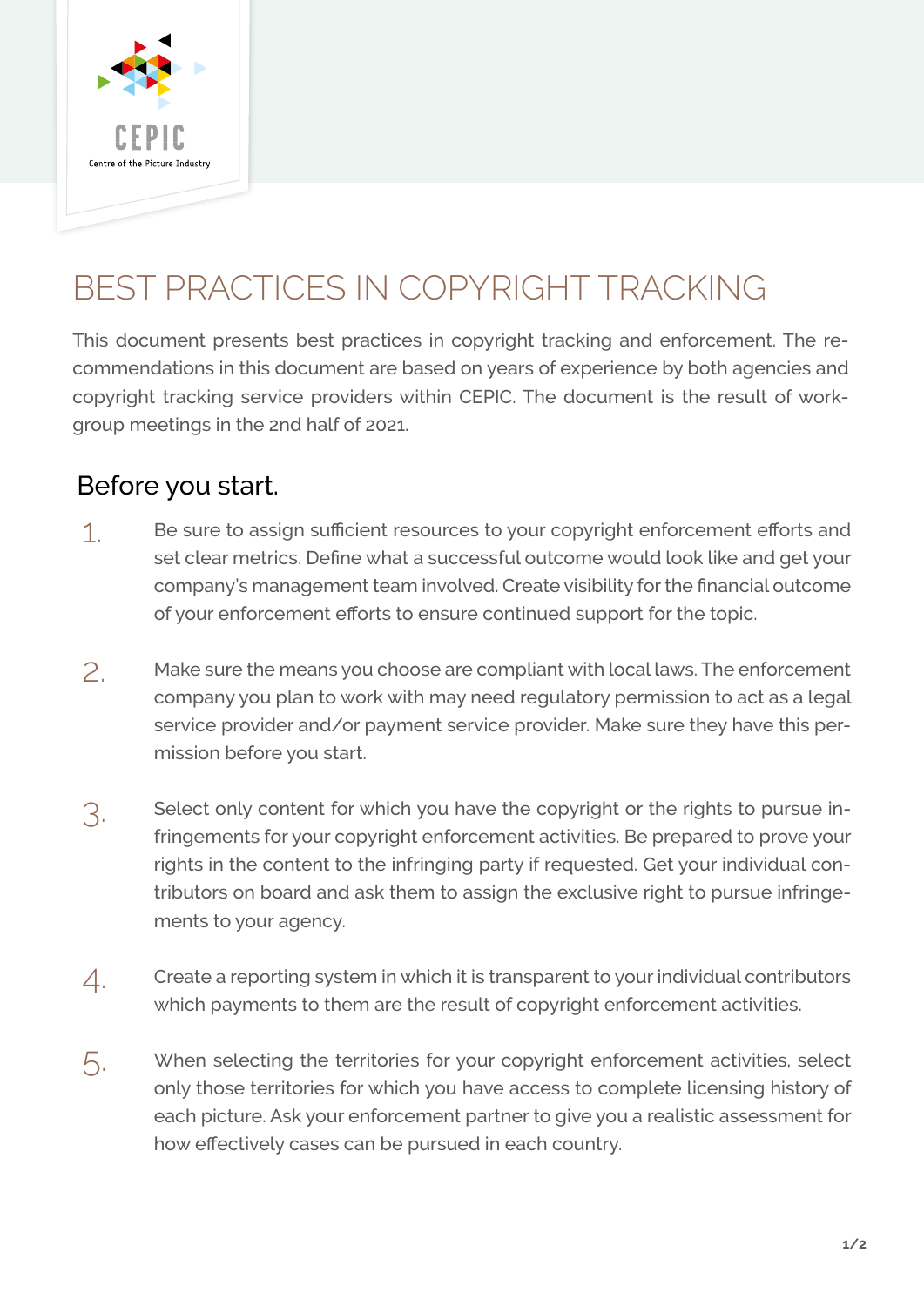CEPIC

Centre of the Picture Industry

# BEST PRACTICES IN COPYRIGHT TRACKING

This document presents best practices in copyright tracking and enforcement. The recommendations in this document are based on years of experience by both agencies and copyright tracking service providers within CEPIC. The document is the result of workgroup meetings in the 2nd half of 2021.

## Before you start.

1. Be sure to assign sufficient resources to your copyright enforcement efforts and set clear metrics. Define what a successful outcome would look like and get your company's management team involved. Create visibility for the financial outcome of your enforcement efforts to ensure continued support for the topic.

2. Make sure the means you choose are compliant with local laws. The enforcement company you plan to work with may need regulatory permission to act as a legal service provider and/or payment service provider. Make sure they have this permission before you start.

3. Select only content for which you have the copyright or the rights to pursue infringements for your copyright enforcement activities. Be prepared to prove your rights in the content to the infringing party if requested. Get your individual contributors on board and ask them to assign the exclusive right to pursue infringements to your agency.

4. Create a reporting system in which it is transparent to your individual contributors which payments to them are the result of copyright enforcement activities.

5. When selecting the territories for your copyright enforcement activities, select only those territories for which you have access to complete licensing history of each picture. Ask your enforcement partner to give you a realistic assessment for how effectively cases can be pursued in each country.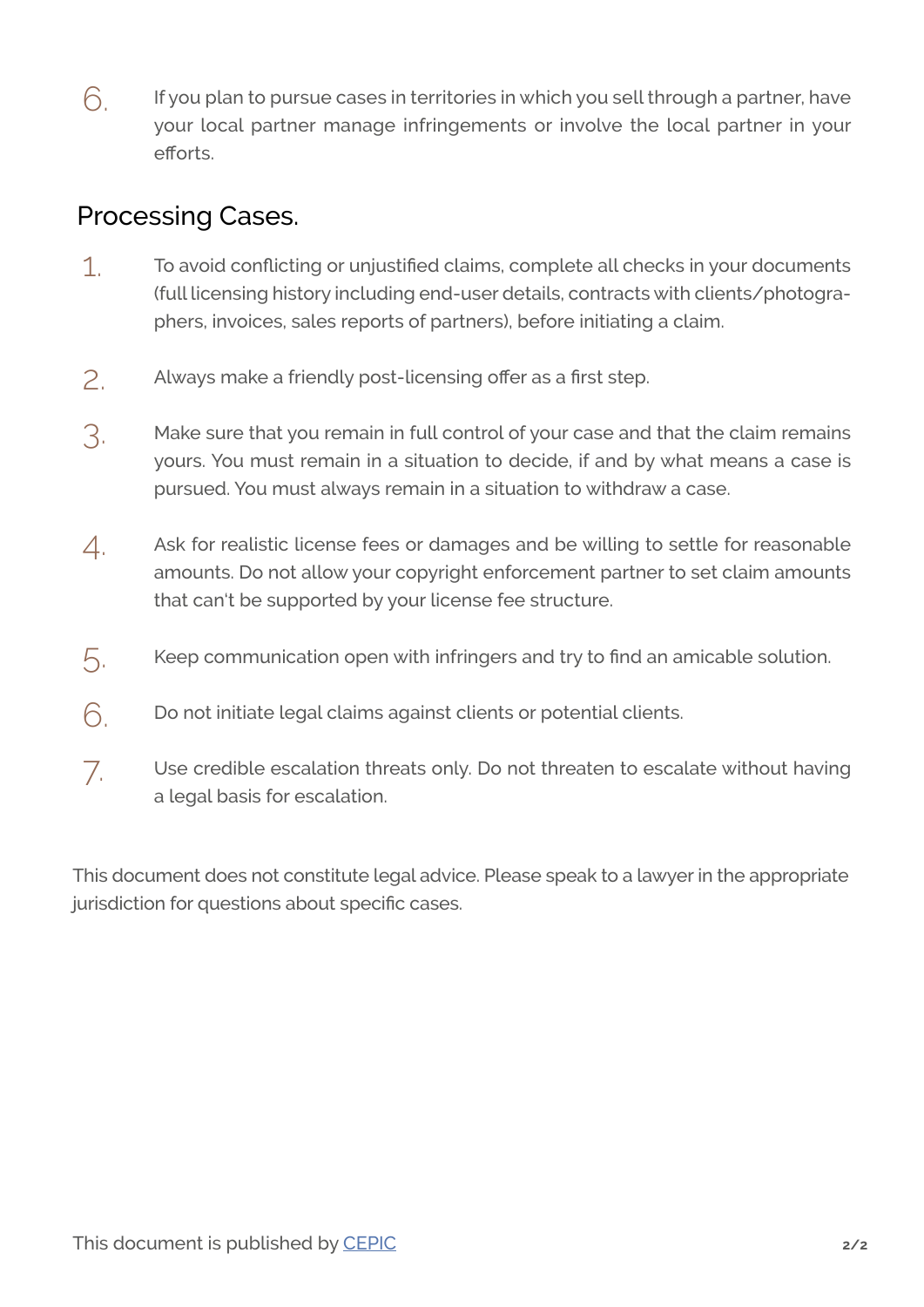6. If you plan to pursue cases in territories in which you sell through a partner, have your local partner manage infringements or involve the local partner in your efforts.

## Processing Cases.

1. To avoid conflicting or unjustified claims, complete all checks in your documents (full licensing history including end-user details, contracts with clients/photographers, invoices, sales reports of partners), before initiating a claim.

2. Always make a friendly post-licensing offer as a first step.

3. Make sure that you remain in full control of your case and that the claim remains yours. You must remain in a situation to decide, if and by what means a case is pursued. You must always remain in a situation to withdraw a case.

4. Ask for realistic license fees or damages and be willing to settle for reasonable amounts. Do not allow your copyright enforcement partner to set claim amounts that can't be supported by your license fee structure.

5. Keep communication open with infringers and try to find an amicable solution.

6. Do not initiate legal claims against clients or potential clients.

7. Use credible escalation threats only. Do not threaten to escalate without having a legal basis for escalation.

This document does not constitute legal advice. Please speak to a lawyer in the appropriate jurisdiction for questions about specific cases.

This document is published by [CEPIC]